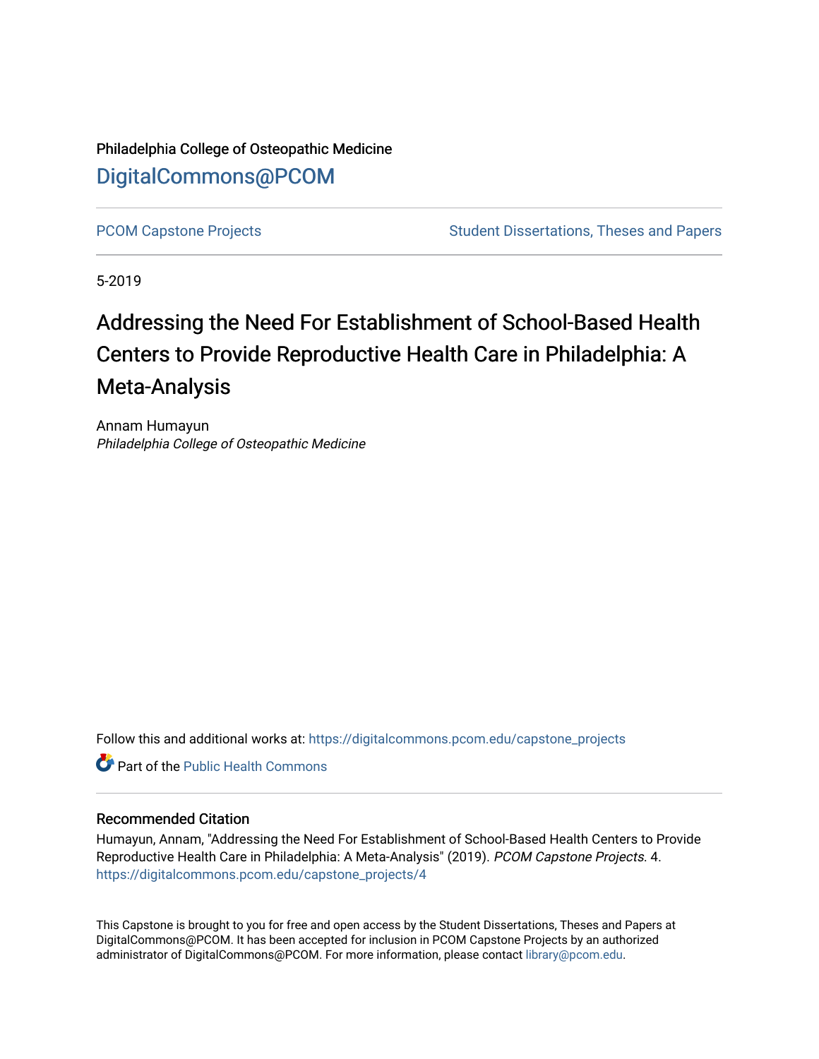Philadelphia College of Osteopathic Medicine

DigitalCommons@PCOM

PCOM Capstone Projects | Student Dissertations, Theses and Papers

5-2019

# Addressing the Need For Establishment of School-Based Health Centers to Provide Reproductive Health Care in Philadelphia: A Meta-Analysis

Annam Humayun

*Philadelphia College of Osteopathic Medicine*

Follow this and additional works at: https://digitalcommons.pcom.edu/capstone_projects

Part of the Public Health Commons

## Recommended Citation

Humayun, Annam, "Addressing the Need For Establishment of School-Based Health Centers to Provide Reproductive Health Care in Philadelphia: A Meta-Analysis" (2019). *PCOM Capstone Projects*. 4.
https://digitalcommons.pcom.edu/capstone_projects/4

This Capstone is brought to you for free and open access by the Student Dissertations, Theses and Papers at DigitalCommons@PCOM. It has been accepted for inclusion in PCOM Capstone Projects by an authorized administrator of DigitalCommons@PCOM. For more information, please contact library@pcom.edu.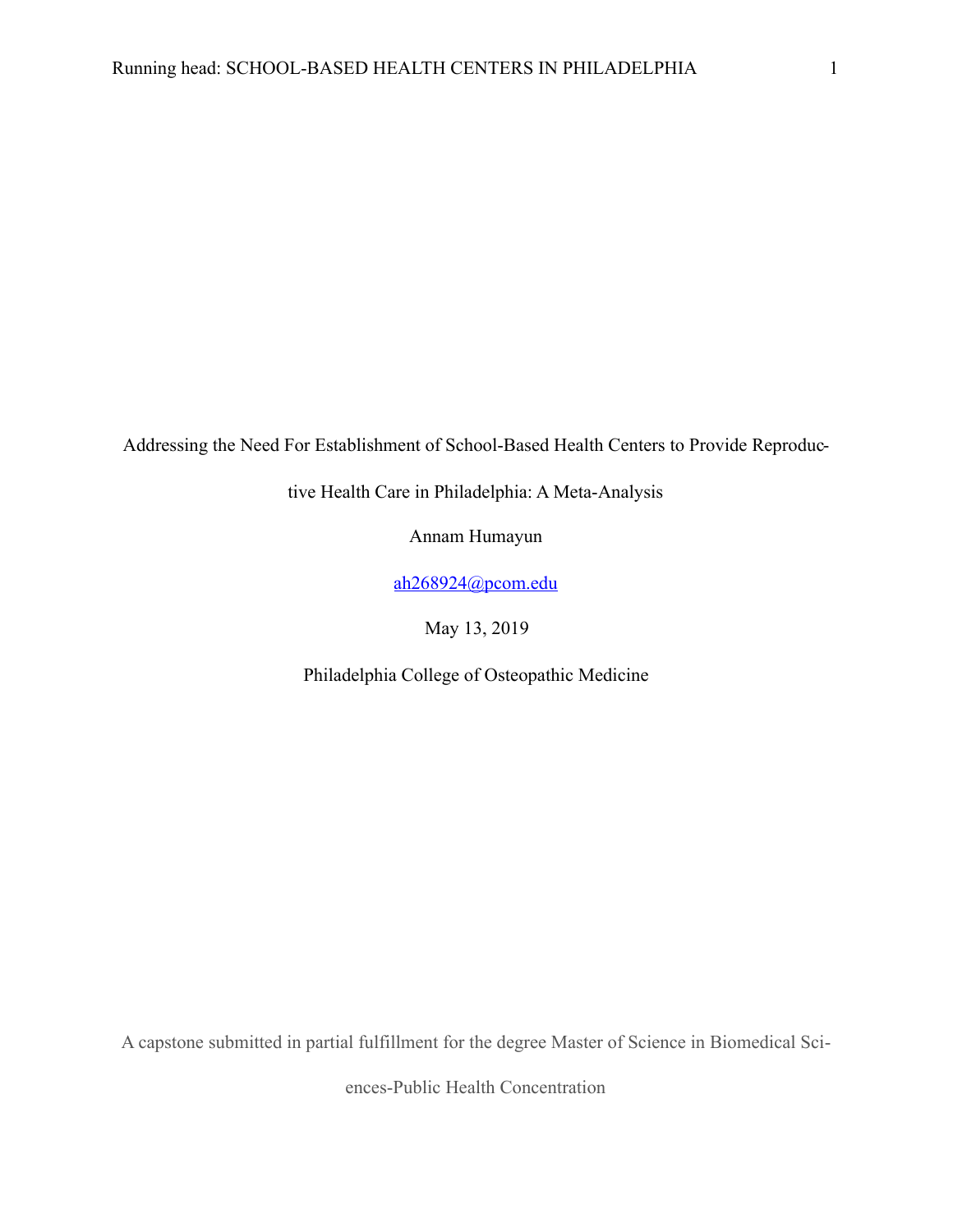Addressing the Need For Establishment of School-Based Health Centers to Provide Reproductive Health Care in Philadelphia: A Meta-Analysis

Annam Humayun

ah268924@pcom.edu

May 13, 2019

Philadelphia College of Osteopathic Medicine

A capstone submitted in partial fulfillment for the degree Master of Science in Biomedical Sciences-Public Health Concentration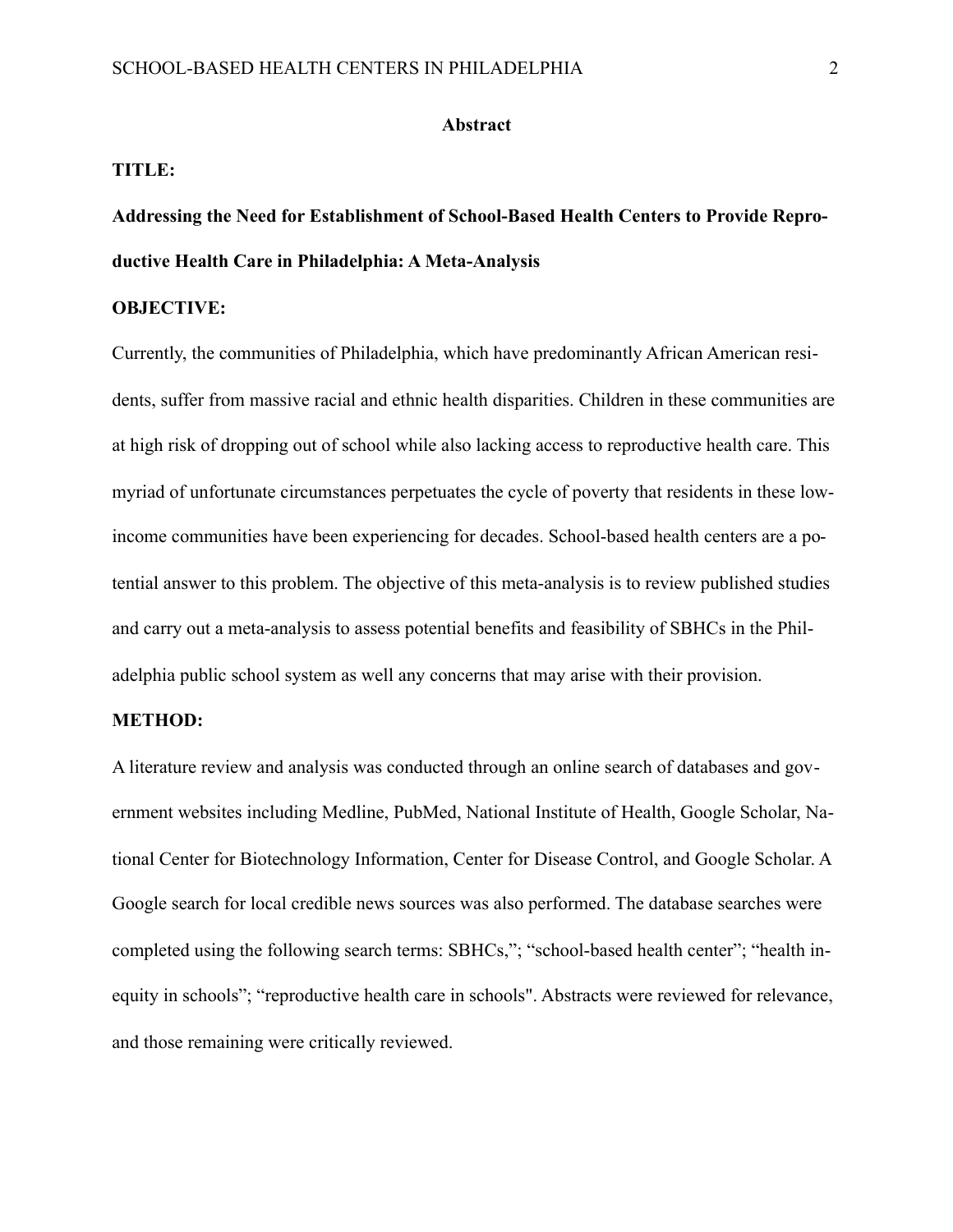## Abstract

**TITLE:**

**Addressing the Need for Establishment of School-Based Health Centers to Provide Reproductive Health Care in Philadelphia: A Meta-Analysis**

**OBJECTIVE:**

Currently, the communities of Philadelphia, which have predominantly African American residents, suffer from massive racial and ethnic health disparities. Children in these communities are at high risk of dropping out of school while also lacking access to reproductive health care. This myriad of unfortunate circumstances perpetuates the cycle of poverty that residents in these low-income communities have been experiencing for decades. School-based health centers are a potential answer to this problem. The objective of this meta-analysis is to review published studies and carry out a meta-analysis to assess potential benefits and feasibility of SBHCs in the Philadelphia public school system as well any concerns that may arise with their provision.

**METHOD:**

A literature review and analysis was conducted through an online search of databases and government websites including Medline, PubMed, National Institute of Health, Google Scholar, National Center for Biotechnology Information, Center for Disease Control, and Google Scholar. A Google search for local credible news sources was also performed. The database searches were completed using the following search terms: SBHCs,"; "school-based health center"; "health inequity in schools"; "reproductive health care in schools". Abstracts were reviewed for relevance, and those remaining were critically reviewed.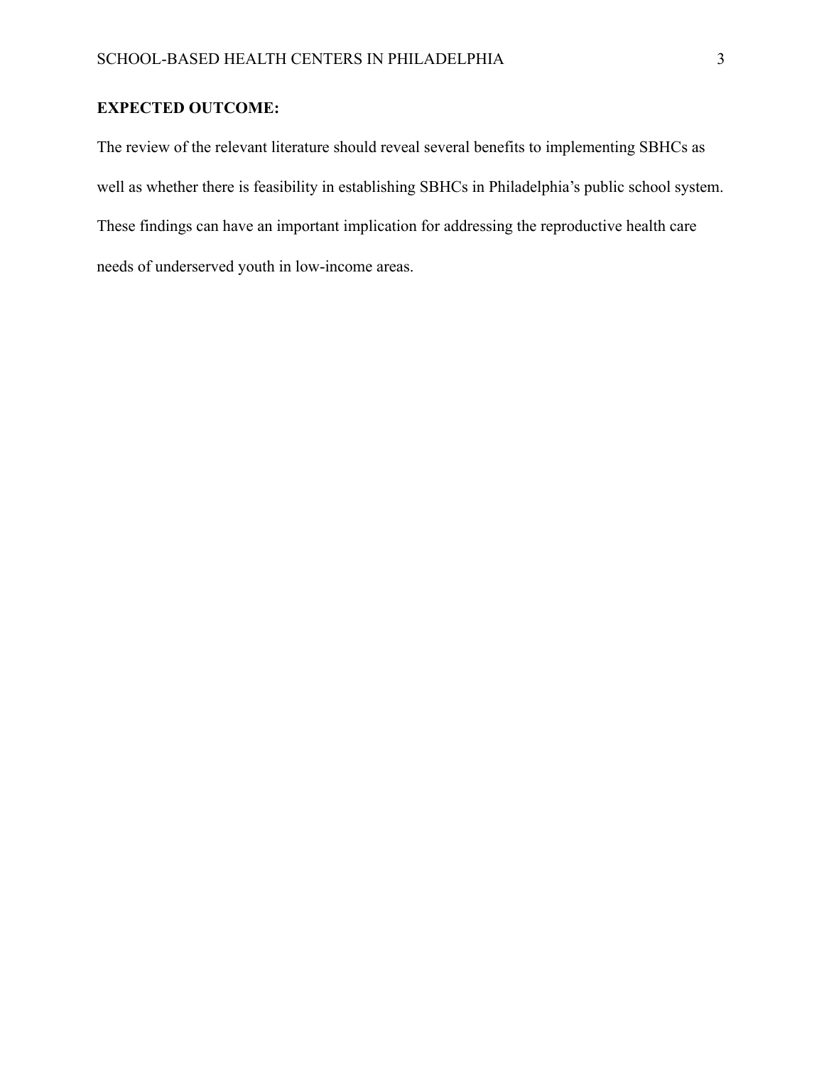**EXPECTED OUTCOME:**

The review of the relevant literature should reveal several benefits to implementing SBHCs as well as whether there is feasibility in establishing SBHCs in Philadelphia's public school system. These findings can have an important implication for addressing the reproductive health care needs of underserved youth in low-income areas.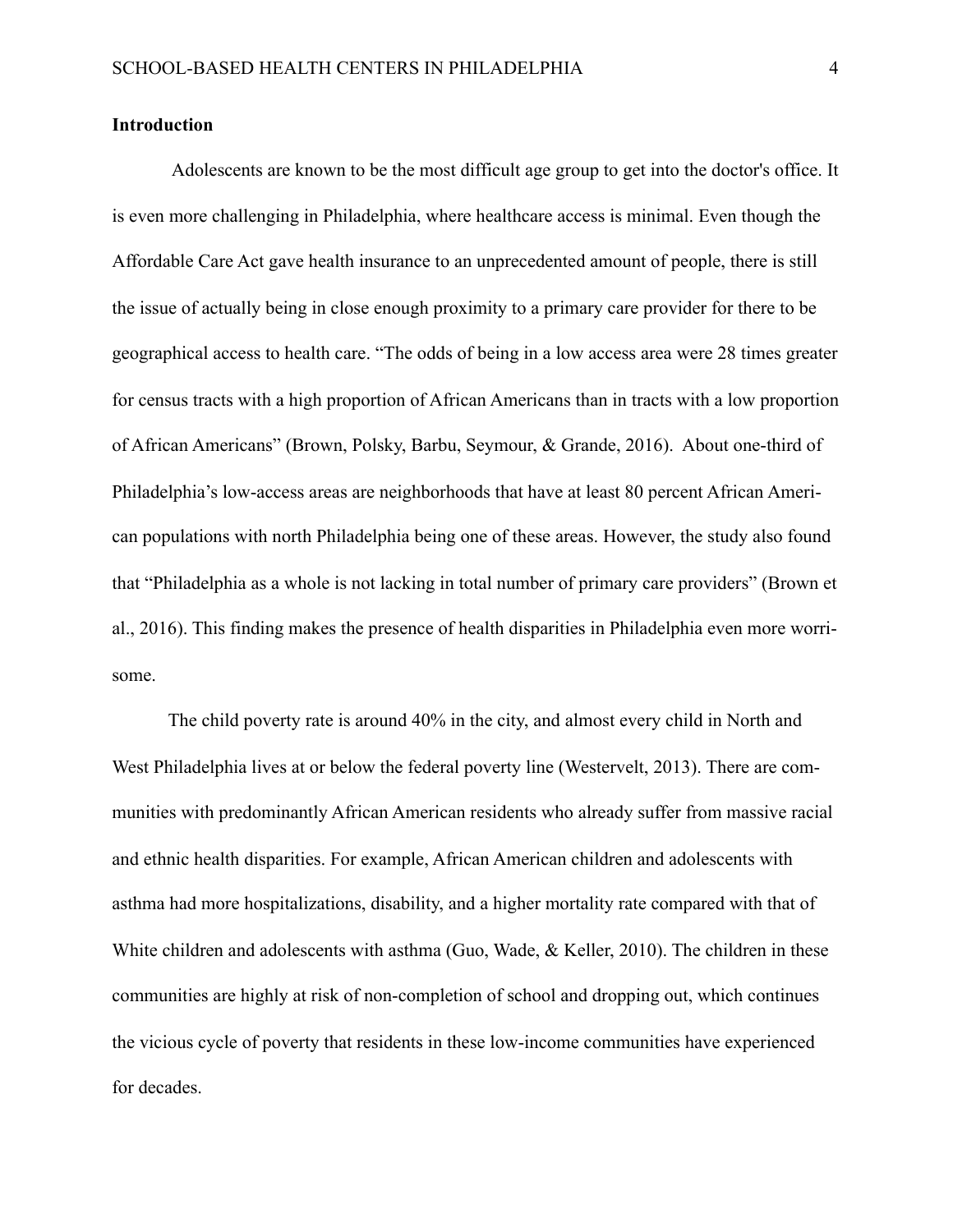## Introduction

Adolescents are known to be the most difficult age group to get into the doctor's office. It is even more challenging in Philadelphia, where healthcare access is minimal. Even though the Affordable Care Act gave health insurance to an unprecedented amount of people, there is still the issue of actually being in close enough proximity to a primary care provider for there to be geographical access to health care. "The odds of being in a low access area were 28 times greater for census tracts with a high proportion of African Americans than in tracts with a low proportion of African Americans" (Brown, Polsky, Barbu, Seymour, & Grande, 2016). About one-third of Philadelphia's low-access areas are neighborhoods that have at least 80 percent African American populations with north Philadelphia being one of these areas. However, the study also found that "Philadelphia as a whole is not lacking in total number of primary care providers" (Brown et al., 2016). This finding makes the presence of health disparities in Philadelphia even more worrisome.

The child poverty rate is around 40% in the city, and almost every child in North and West Philadelphia lives at or below the federal poverty line (Westervelt, 2013). There are communities with predominantly African American residents who already suffer from massive racial and ethnic health disparities. For example, African American children and adolescents with asthma had more hospitalizations, disability, and a higher mortality rate compared with that of White children and adolescents with asthma (Guo, Wade, & Keller, 2010). The children in these communities are highly at risk of non-completion of school and dropping out, which continues the vicious cycle of poverty that residents in these low-income communities have experienced for decades.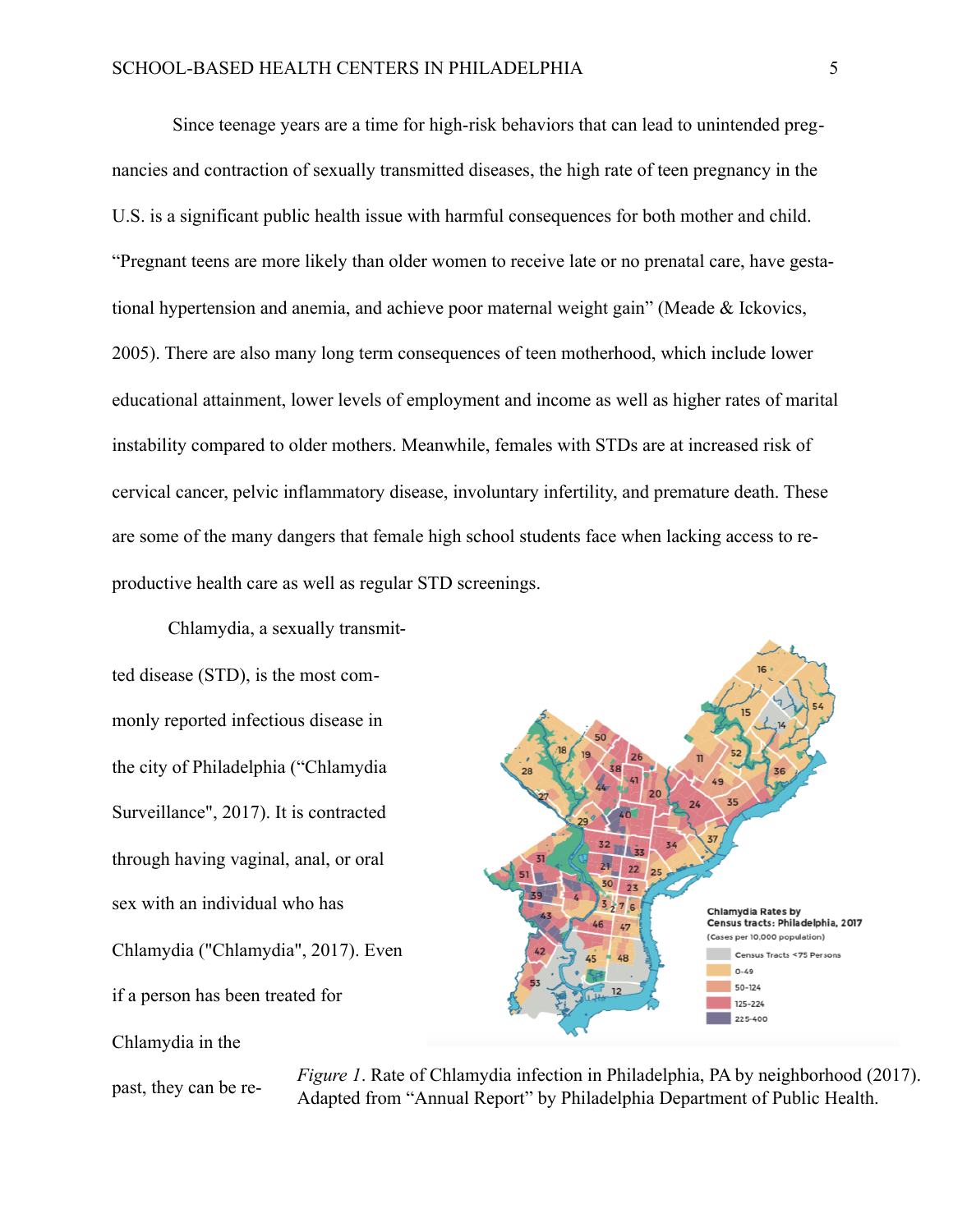Since teenage years are a time for high-risk behaviors that can lead to unintended pregnancies and contraction of sexually transmitted diseases, the high rate of teen pregnancy in the U.S. is a significant public health issue with harmful consequences for both mother and child. “Pregnant teens are more likely than older women to receive late or no prenatal care, have gestational hypertension and anemia, and achieve poor maternal weight gain” (Meade & Ickovics, 2005). There are also many long term consequences of teen motherhood, which include lower educational attainment, lower levels of employment and income as well as higher rates of marital instability compared to older mothers. Meanwhile, females with STDs are at increased risk of cervical cancer, pelvic inflammatory disease, involuntary infertility, and premature death. These are some of the many dangers that female high school students face when lacking access to reproductive health care as well as regular STD screenings.

Chlamydia, a sexually transmitted disease (STD), is the most commonly reported infectious disease in the city of Philadelphia (“Chlamydia Surveillance", 2017). It is contracted through having vaginal, anal, or oral sex with an individual who has Chlamydia ("Chlamydia", 2017). Even if a person has been treated for Chlamydia in the past, they can be re-

*Figure 1*. Rate of Chlamydia infection in Philadelphia, PA by neighborhood (2017). Adapted from “Annual Report” by Philadelphia Department of Public Health.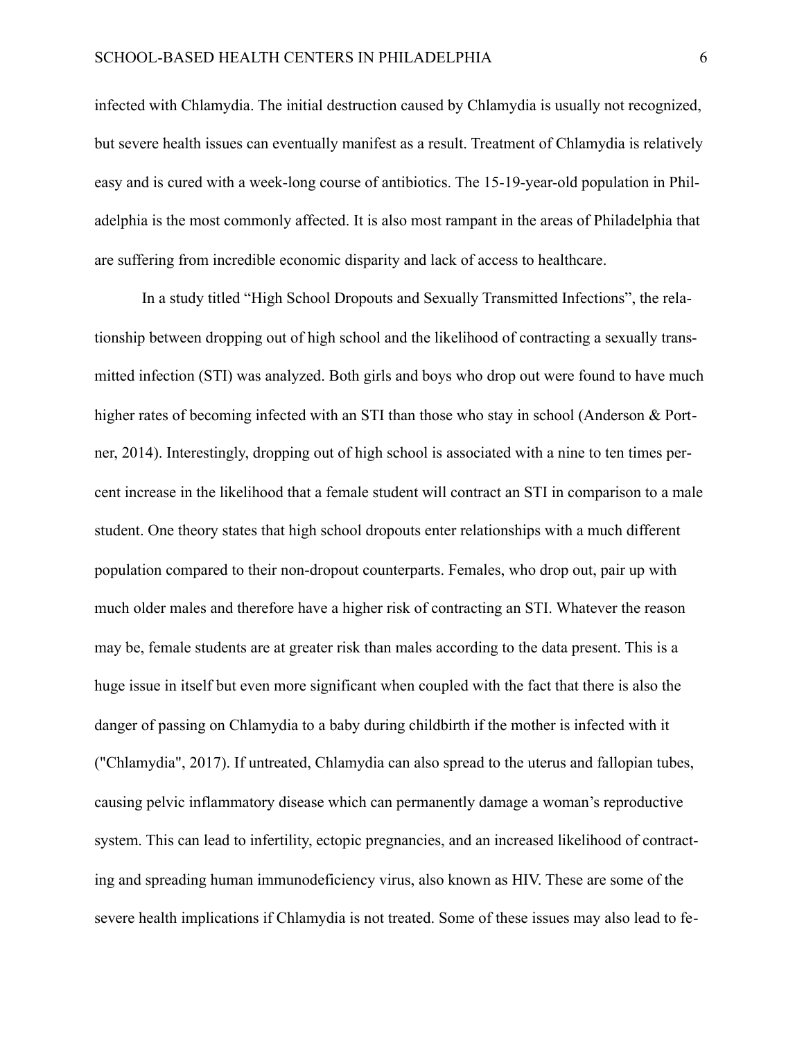infected with Chlamydia. The initial destruction caused by Chlamydia is usually not recognized, but severe health issues can eventually manifest as a result. Treatment of Chlamydia is relatively easy and is cured with a week-long course of antibiotics. The 15-19-year-old population in Philadelphia is the most commonly affected. It is also most rampant in the areas of Philadelphia that are suffering from incredible economic disparity and lack of access to healthcare.

In a study titled "High School Dropouts and Sexually Transmitted Infections", the relationship between dropping out of high school and the likelihood of contracting a sexually transmitted infection (STI) was analyzed. Both girls and boys who drop out were found to have much higher rates of becoming infected with an STI than those who stay in school (Anderson & Portner, 2014). Interestingly, dropping out of high school is associated with a nine to ten times percent increase in the likelihood that a female student will contract an STI in comparison to a male student. One theory states that high school dropouts enter relationships with a much different population compared to their non-dropout counterparts. Females, who drop out, pair up with much older males and therefore have a higher risk of contracting an STI. Whatever the reason may be, female students are at greater risk than males according to the data present. This is a huge issue in itself but even more significant when coupled with the fact that there is also the danger of passing on Chlamydia to a baby during childbirth if the mother is infected with it ("Chlamydia", 2017). If untreated, Chlamydia can also spread to the uterus and fallopian tubes, causing pelvic inflammatory disease which can permanently damage a woman's reproductive system. This can lead to infertility, ectopic pregnancies, and an increased likelihood of contracting and spreading human immunodeficiency virus, also known as HIV. These are some of the severe health implications if Chlamydia is not treated. Some of these issues may also lead to fe-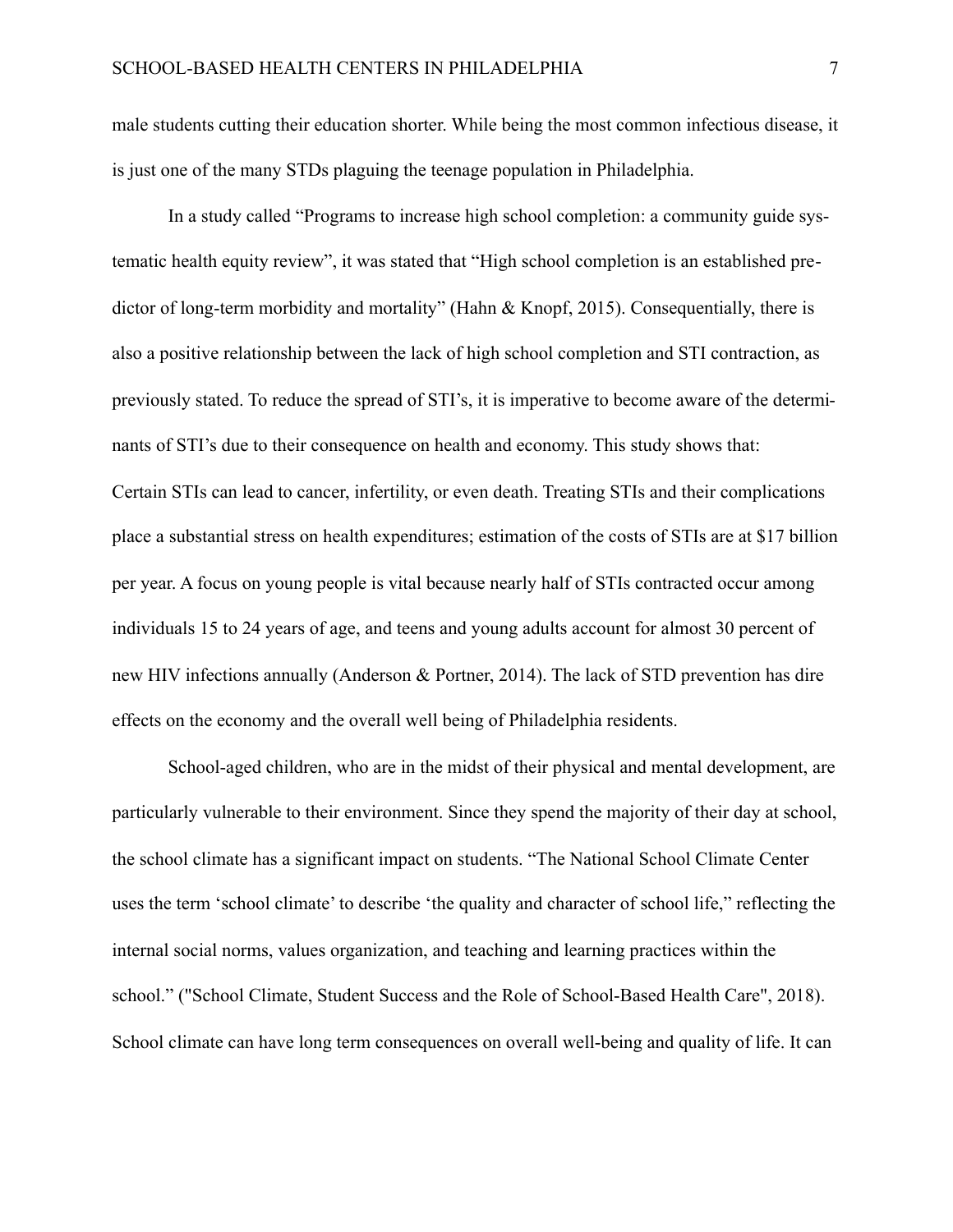male students cutting their education shorter. While being the most common infectious disease, it is just one of the many STDs plaguing the teenage population in Philadelphia.

In a study called “Programs to increase high school completion: a community guide systematic health equity review”, it was stated that “High school completion is an established predictor of long-term morbidity and mortality” (Hahn & Knopf, 2015). Consequentially, there is also a positive relationship between the lack of high school completion and STI contraction, as previously stated. To reduce the spread of STI’s, it is imperative to become aware of the determinants of STI’s due to their consequence on health and economy. This study shows that:

Certain STIs can lead to cancer, infertility, or even death. Treating STIs and their complications place a substantial stress on health expenditures; estimation of the costs of STIs are at $17 billion per year. A focus on young people is vital because nearly half of STIs contracted occur among individuals 15 to 24 years of age, and teens and young adults account for almost 30 percent of new HIV infections annually (Anderson & Portner, 2014). The lack of STD prevention has dire effects on the economy and the overall well being of Philadelphia residents.

School-aged children, who are in the midst of their physical and mental development, are particularly vulnerable to their environment. Since they spend the majority of their day at school, the school climate has a significant impact on students. “The National School Climate Center uses the term ‘school climate’ to describe ‘the quality and character of school life,” reflecting the internal social norms, values organization, and teaching and learning practices within the school.” ("School Climate, Student Success and the Role of School-Based Health Care", 2018). School climate can have long term consequences on overall well-being and quality of life. It can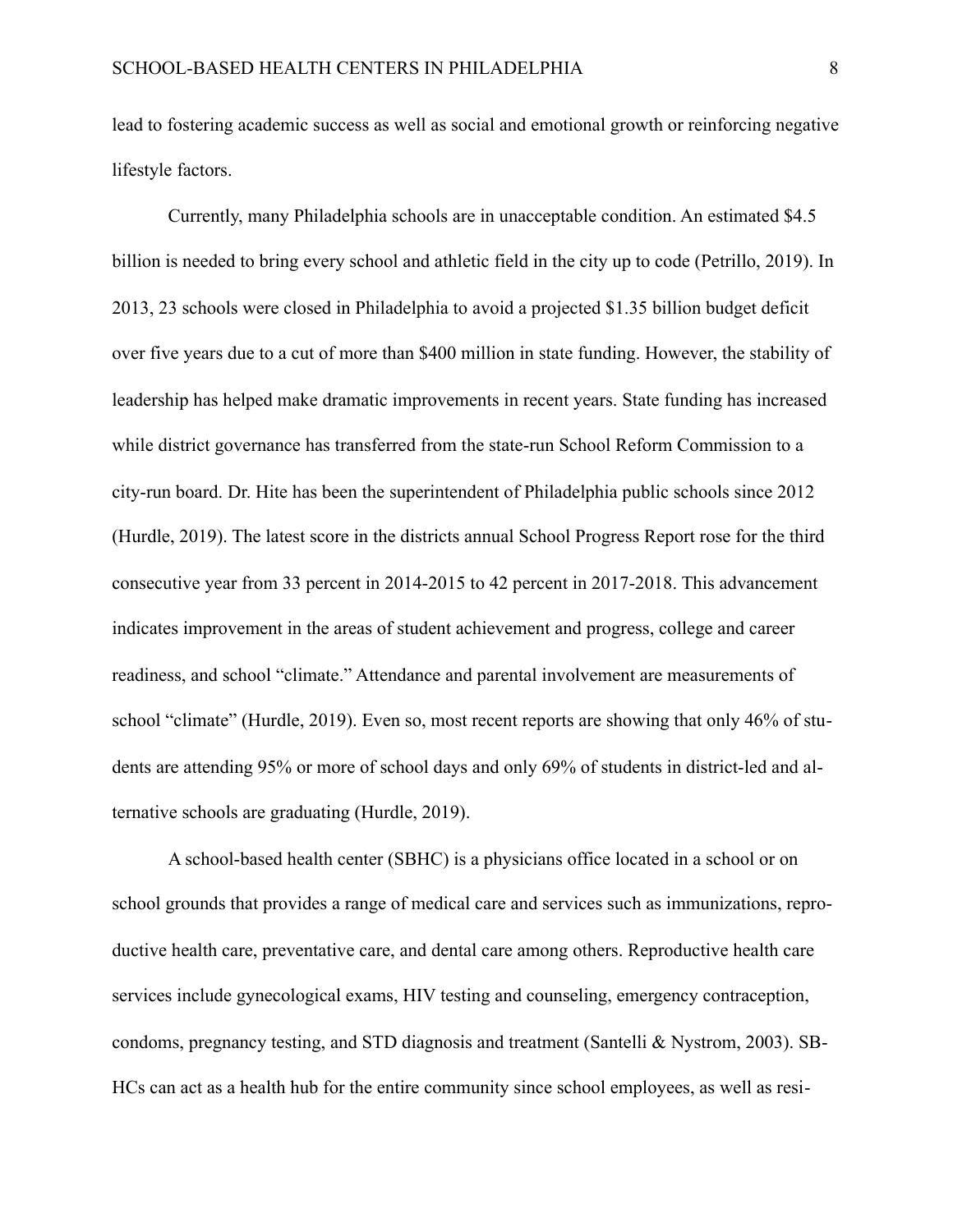lead to fostering academic success as well as social and emotional growth or reinforcing negative lifestyle factors.

Currently, many Philadelphia schools are in unacceptable condition. An estimated $4.5 billion is needed to bring every school and athletic field in the city up to code (Petrillo, 2019). In 2013, 23 schools were closed in Philadelphia to avoid a projected $1.35 billion budget deficit over five years due to a cut of more than $400 million in state funding. However, the stability of leadership has helped make dramatic improvements in recent years. State funding has increased while district governance has transferred from the state-run School Reform Commission to a city-run board. Dr. Hite has been the superintendent of Philadelphia public schools since 2012 (Hurdle, 2019). The latest score in the districts annual School Progress Report rose for the third consecutive year from 33 percent in 2014-2015 to 42 percent in 2017-2018. This advancement indicates improvement in the areas of student achievement and progress, college and career readiness, and school "climate." Attendance and parental involvement are measurements of school "climate" (Hurdle, 2019). Even so, most recent reports are showing that only 46% of students are attending 95% or more of school days and only 69% of students in district-led and alternative schools are graduating (Hurdle, 2019).

A school-based health center (SBHC) is a physicians office located in a school or on school grounds that provides a range of medical care and services such as immunizations, reproductive health care, preventative care, and dental care among others. Reproductive health care services include gynecological exams, HIV testing and counseling, emergency contraception, condoms, pregnancy testing, and STD diagnosis and treatment (Santelli & Nystrom, 2003). SBHCs can act as a health hub for the entire community since school employees, as well as resi-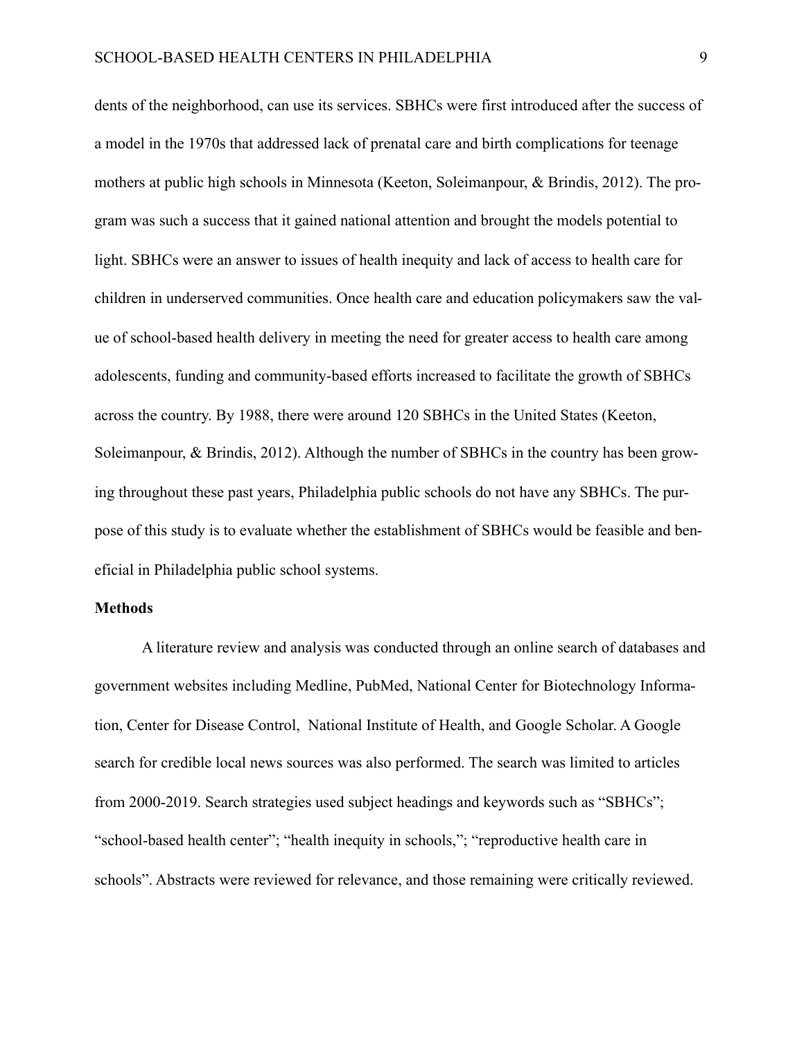dents of the neighborhood, can use its services. SBHCs were first introduced after the success of a model in the 1970s that addressed lack of prenatal care and birth complications for teenage mothers at public high schools in Minnesota (Keeton, Soleimanpour, & Brindis, 2012). The program was such a success that it gained national attention and brought the models potential to light. SBHCs were an answer to issues of health inequity and lack of access to health care for children in underserved communities. Once health care and education policymakers saw the value of school-based health delivery in meeting the need for greater access to health care among adolescents, funding and community-based efforts increased to facilitate the growth of SBHCs across the country. By 1988, there were around 120 SBHCs in the United States (Keeton, Soleimanpour, & Brindis, 2012). Although the number of SBHCs in the country has been growing throughout these past years, Philadelphia public schools do not have any SBHCs. The purpose of this study is to evaluate whether the establishment of SBHCs would be feasible and beneficial in Philadelphia public school systems.

**Methods**

A literature review and analysis was conducted through an online search of databases and government websites including Medline, PubMed, National Center for Biotechnology Information, Center for Disease Control, National Institute of Health, and Google Scholar. A Google search for credible local news sources was also performed. The search was limited to articles from 2000-2019. Search strategies used subject headings and keywords such as "SBHCs"; "school-based health center"; "health inequity in schools,"; "reproductive health care in schools". Abstracts were reviewed for relevance, and those remaining were critically reviewed.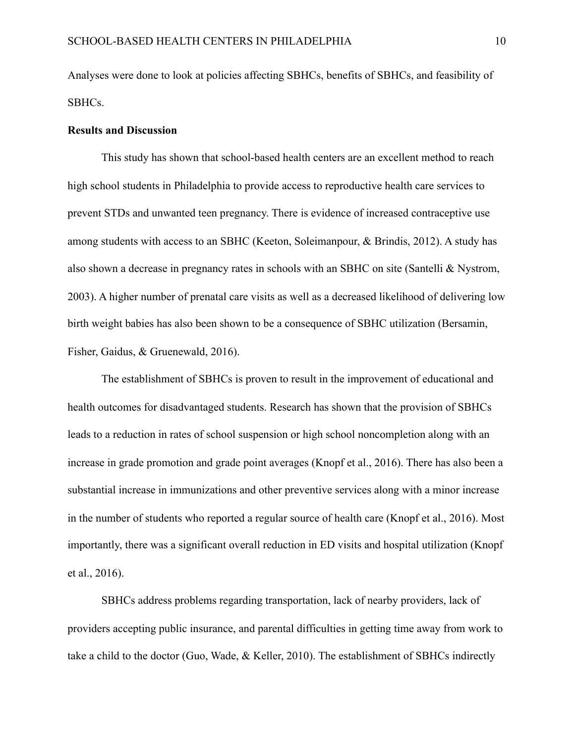Analyses were done to look at policies affecting SBHCs, benefits of SBHCs, and feasibility of SBHCs.

**Results and Discussion**

This study has shown that school-based health centers are an excellent method to reach high school students in Philadelphia to provide access to reproductive health care services to prevent STDs and unwanted teen pregnancy. There is evidence of increased contraceptive use among students with access to an SBHC (Keeton, Soleimanpour, & Brindis, 2012). A study has also shown a decrease in pregnancy rates in schools with an SBHC on site (Santelli & Nystrom, 2003). A higher number of prenatal care visits as well as a decreased likelihood of delivering low birth weight babies has also been shown to be a consequence of SBHC utilization (Bersamin, Fisher, Gaidus, & Gruenewald, 2016).

The establishment of SBHCs is proven to result in the improvement of educational and health outcomes for disadvantaged students. Research has shown that the provision of SBHCs leads to a reduction in rates of school suspension or high school noncompletion along with an increase in grade promotion and grade point averages (Knopf et al., 2016). There has also been a substantial increase in immunizations and other preventive services along with a minor increase in the number of students who reported a regular source of health care (Knopf et al., 2016). Most importantly, there was a significant overall reduction in ED visits and hospital utilization (Knopf et al., 2016).

SBHCs address problems regarding transportation, lack of nearby providers, lack of providers accepting public insurance, and parental difficulties in getting time away from work to take a child to the doctor (Guo, Wade, & Keller, 2010). The establishment of SBHCs indirectly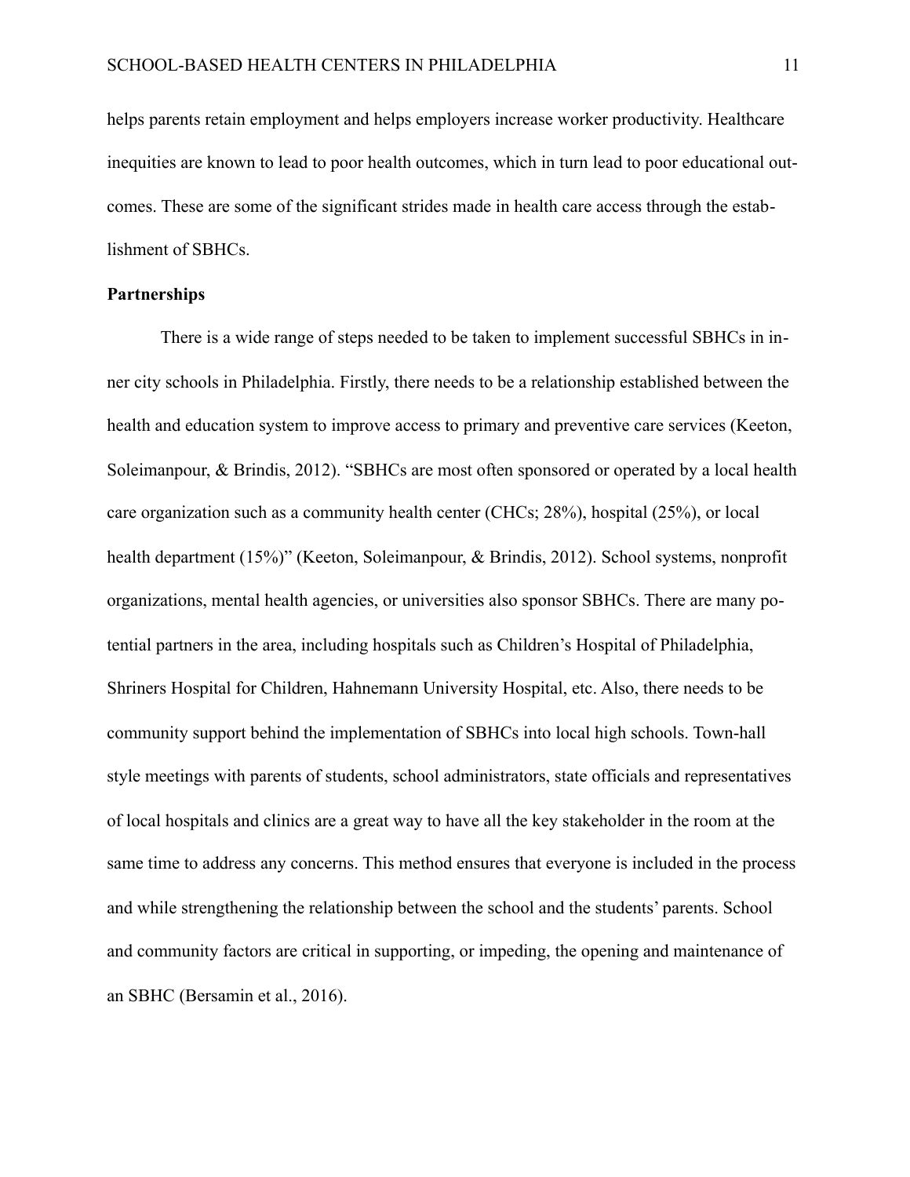helps parents retain employment and helps employers increase worker productivity. Healthcare inequities are known to lead to poor health outcomes, which in turn lead to poor educational outcomes. These are some of the significant strides made in health care access through the establishment of SBHCs.

**Partnerships**

There is a wide range of steps needed to be taken to implement successful SBHCs in inner city schools in Philadelphia. Firstly, there needs to be a relationship established between the health and education system to improve access to primary and preventive care services (Keeton, Soleimanpour, & Brindis, 2012). "SBHCs are most often sponsored or operated by a local health care organization such as a community health center (CHCs; 28%), hospital (25%), or local health department (15%)" (Keeton, Soleimanpour, & Brindis, 2012). School systems, nonprofit organizations, mental health agencies, or universities also sponsor SBHCs. There are many potential partners in the area, including hospitals such as Children's Hospital of Philadelphia, Shriners Hospital for Children, Hahnemann University Hospital, etc. Also, there needs to be community support behind the implementation of SBHCs into local high schools. Town-hall style meetings with parents of students, school administrators, state officials and representatives of local hospitals and clinics are a great way to have all the key stakeholder in the room at the same time to address any concerns. This method ensures that everyone is included in the process and while strengthening the relationship between the school and the students' parents. School and community factors are critical in supporting, or impeding, the opening and maintenance of an SBHC (Bersamin et al., 2016).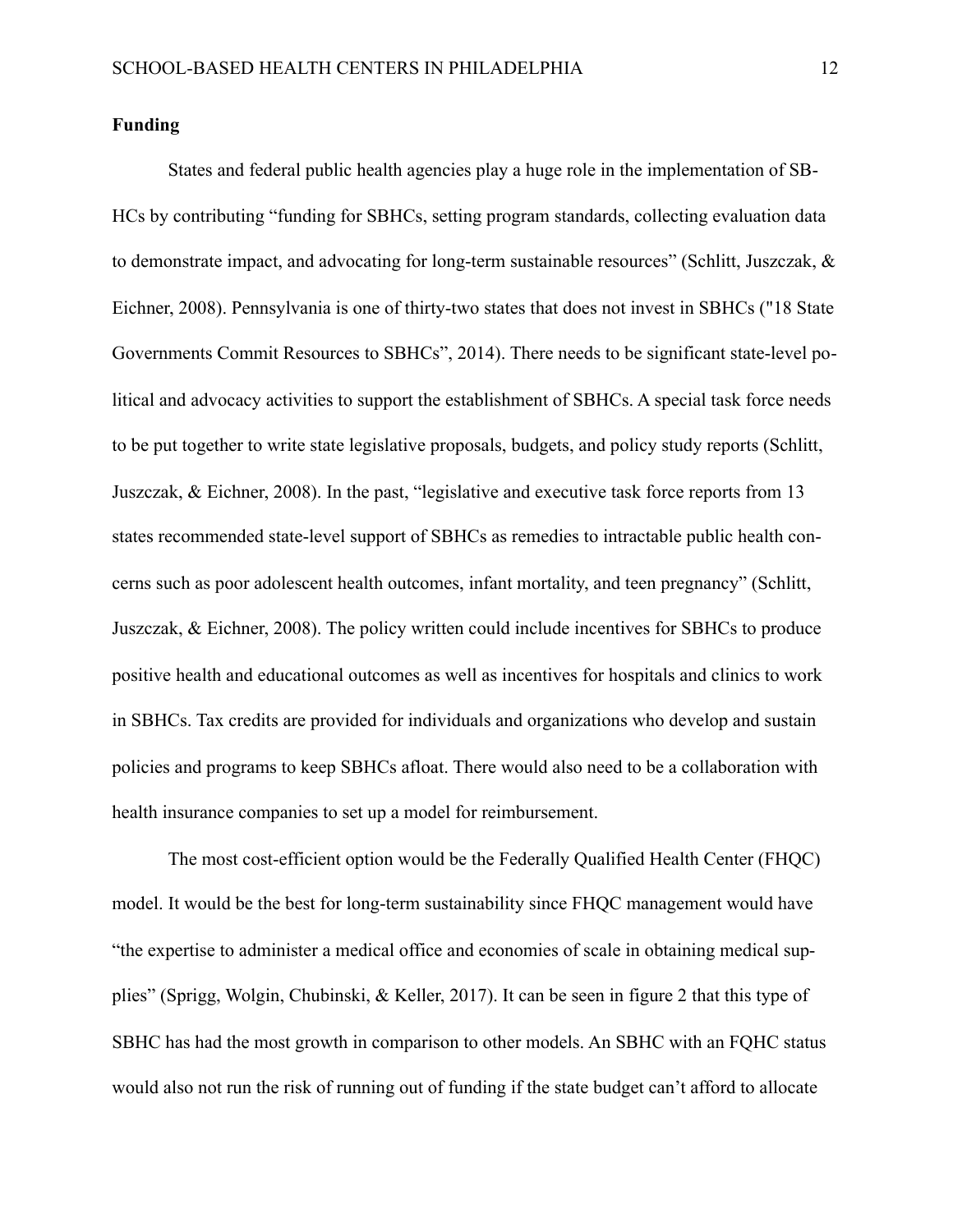**Funding**

States and federal public health agencies play a huge role in the implementation of SBHCs by contributing "funding for SBHCs, setting program standards, collecting evaluation data to demonstrate impact, and advocating for long-term sustainable resources" (Schlitt, Juszczak, & Eichner, 2008). Pennsylvania is one of thirty-two states that does not invest in SBHCs ("18 State Governments Commit Resources to SBHCs", 2014). There needs to be significant state-level political and advocacy activities to support the establishment of SBHCs. A special task force needs to be put together to write state legislative proposals, budgets, and policy study reports (Schlitt, Juszczak, & Eichner, 2008). In the past, "legislative and executive task force reports from 13 states recommended state-level support of SBHCs as remedies to intractable public health concerns such as poor adolescent health outcomes, infant mortality, and teen pregnancy" (Schlitt, Juszczak, & Eichner, 2008). The policy written could include incentives for SBHCs to produce positive health and educational outcomes as well as incentives for hospitals and clinics to work in SBHCs. Tax credits are provided for individuals and organizations who develop and sustain policies and programs to keep SBHCs afloat. There would also need to be a collaboration with health insurance companies to set up a model for reimbursement.

The most cost-efficient option would be the Federally Qualified Health Center (FHQC) model. It would be the best for long-term sustainability since FHQC management would have "the expertise to administer a medical office and economies of scale in obtaining medical supplies" (Sprigg, Wolgin, Chubinski, & Keller, 2017). It can be seen in figure 2 that this type of SBHC has had the most growth in comparison to other models. An SBHC with an FQHC status would also not run the risk of running out of funding if the state budget can't afford to allocate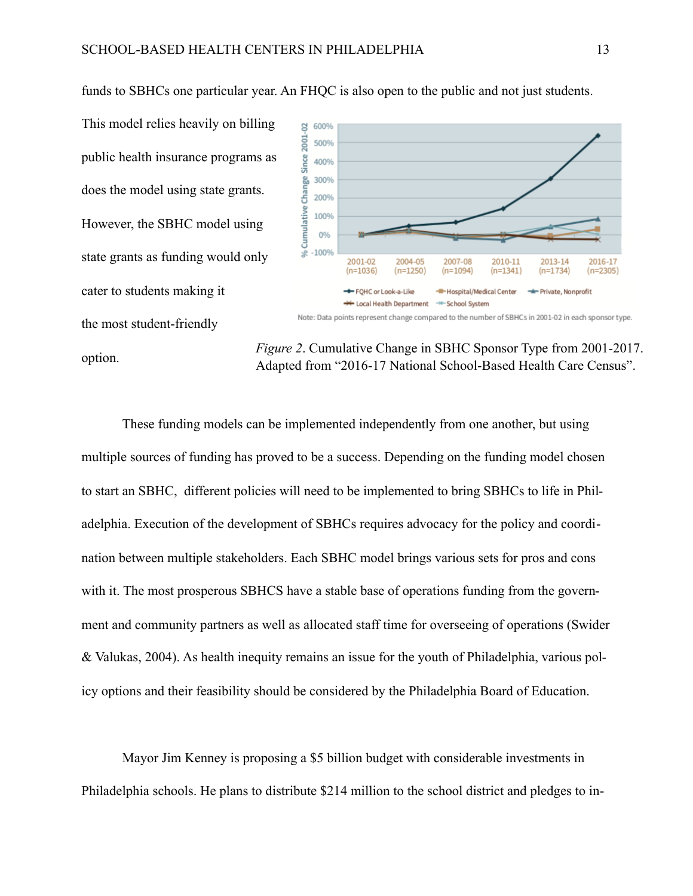funds to SBHCs one particular year. An FHQC is also open to the public and not just students. This model relies heavily on billing public health insurance programs as does the model using state grants. However, the SBHC model using state grants as funding would only cater to students making it the most student-friendly option.

*Figure 2*. Cumulative Change in SBHC Sponsor Type from 2001-2017. Adapted from "2016-17 National School-Based Health Care Census".

These funding models can be implemented independently from one another, but using multiple sources of funding has proved to be a success. Depending on the funding model chosen to start an SBHC,  different policies will need to be implemented to bring SBHCs to life in Philadelphia. Execution of the development of SBHCs requires advocacy for the policy and coordination between multiple stakeholders. Each SBHC model brings various sets for pros and cons with it. The most prosperous SBHCS have a stable base of operations funding from the government and community partners as well as allocated staff time for overseeing of operations (Swider & Valukas, 2004). As health inequity remains an issue for the youth of Philadelphia, various policy options and their feasibility should be considered by the Philadelphia Board of Education.

Mayor Jim Kenney is proposing a $5 billion budget with considerable investments in Philadelphia schools. He plans to distribute $214 million to the school district and pledges to in-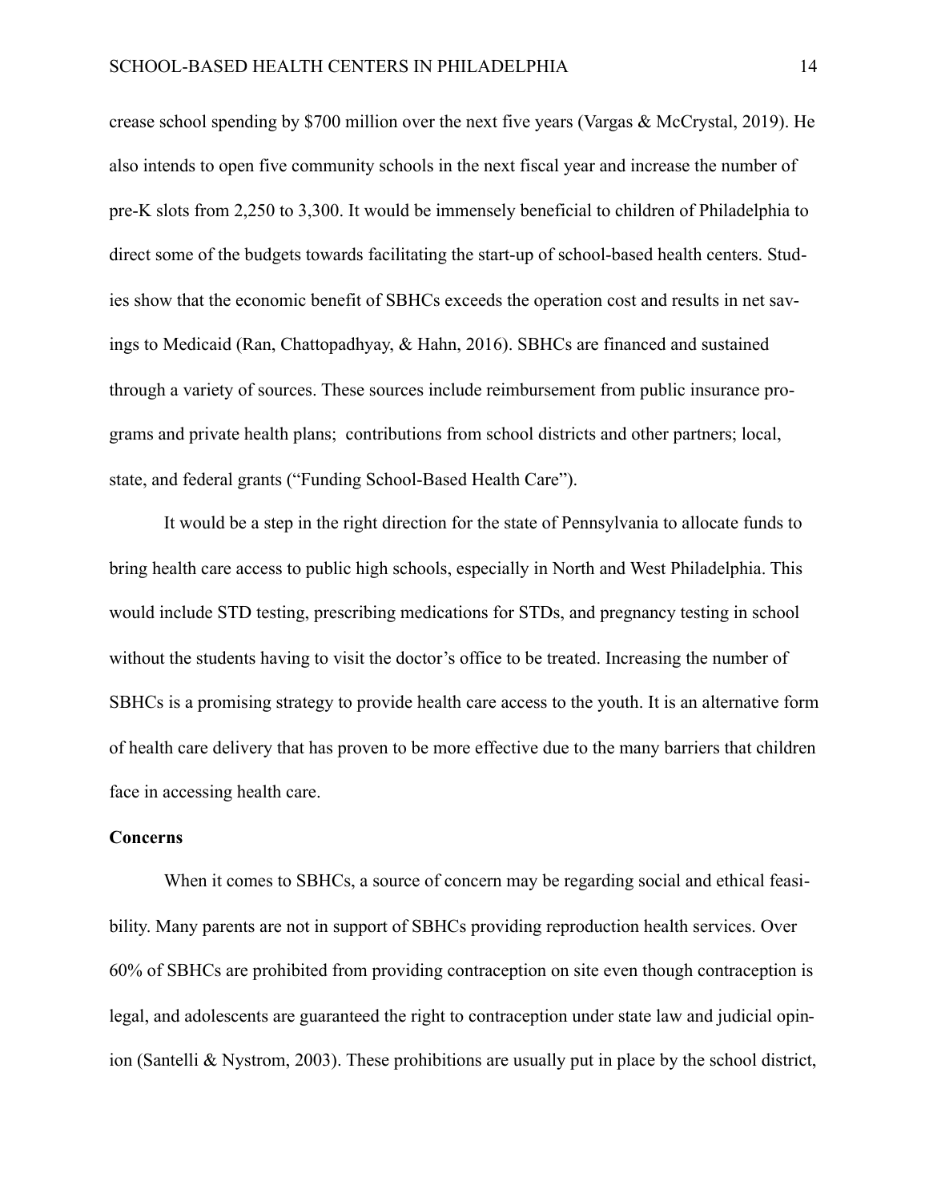crease school spending by $700 million over the next five years (Vargas & McCrystal, 2019). He also intends to open five community schools in the next fiscal year and increase the number of pre-K slots from 2,250 to 3,300. It would be immensely beneficial to children of Philadelphia to direct some of the budgets towards facilitating the start-up of school-based health centers. Studies show that the economic benefit of SBHCs exceeds the operation cost and results in net savings to Medicaid (Ran, Chattopadhyay, & Hahn, 2016). SBHCs are financed and sustained through a variety of sources. These sources include reimbursement from public insurance programs and private health plans; contributions from school districts and other partners; local, state, and federal grants ("Funding School-Based Health Care").

It would be a step in the right direction for the state of Pennsylvania to allocate funds to bring health care access to public high schools, especially in North and West Philadelphia. This would include STD testing, prescribing medications for STDs, and pregnancy testing in school without the students having to visit the doctor's office to be treated. Increasing the number of SBHCs is a promising strategy to provide health care access to the youth. It is an alternative form of health care delivery that has proven to be more effective due to the many barriers that children face in accessing health care.

**Concerns**

When it comes to SBHCs, a source of concern may be regarding social and ethical feasibility. Many parents are not in support of SBHCs providing reproduction health services. Over 60% of SBHCs are prohibited from providing contraception on site even though contraception is legal, and adolescents are guaranteed the right to contraception under state law and judicial opinion (Santelli & Nystrom, 2003). These prohibitions are usually put in place by the school district,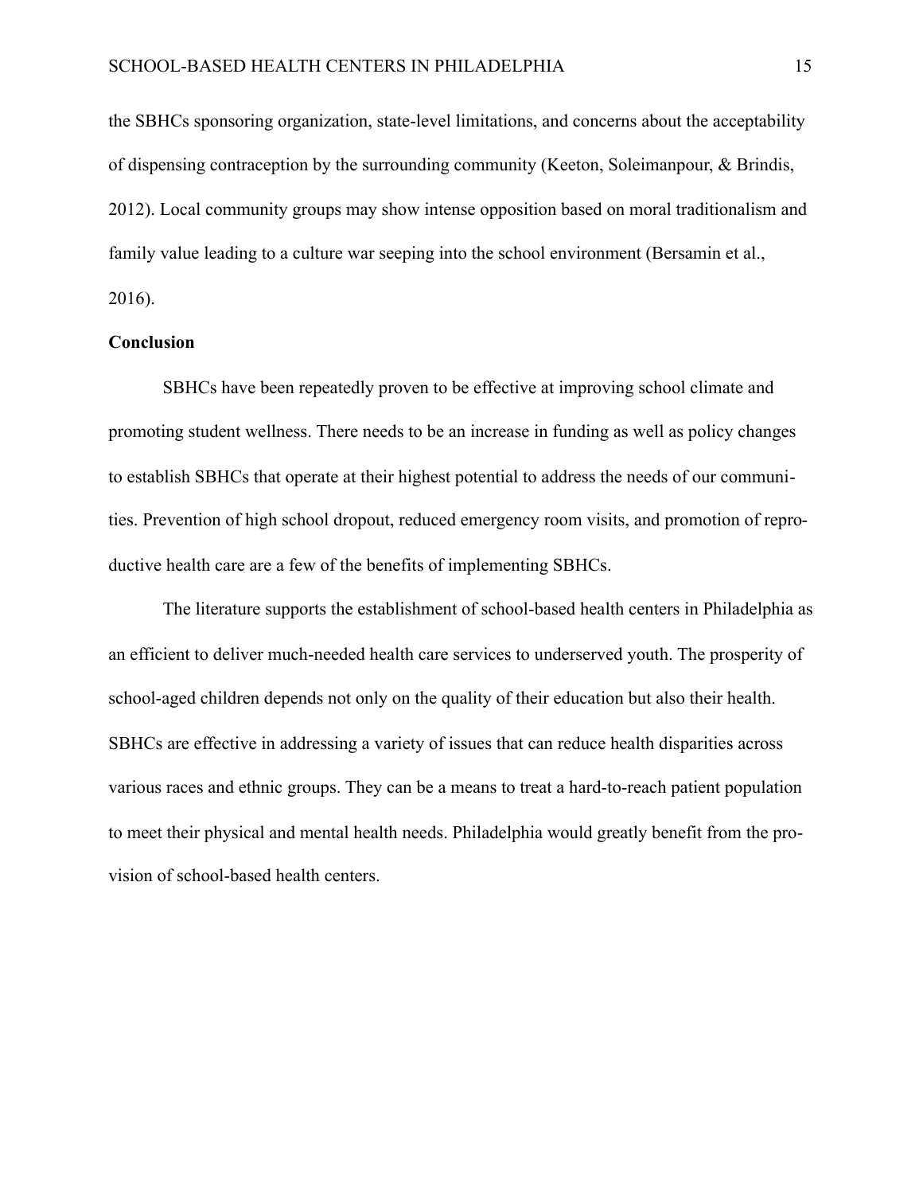the SBHCs sponsoring organization, state-level limitations, and concerns about the acceptability of dispensing contraception by the surrounding community (Keeton, Soleimanpour, & Brindis, 2012). Local community groups may show intense opposition based on moral traditionalism and family value leading to a culture war seeping into the school environment (Bersamin et al., 2016).

**Conclusion**

SBHCs have been repeatedly proven to be effective at improving school climate and promoting student wellness. There needs to be an increase in funding as well as policy changes to establish SBHCs that operate at their highest potential to address the needs of our communities. Prevention of high school dropout, reduced emergency room visits, and promotion of reproductive health care are a few of the benefits of implementing SBHCs.

The literature supports the establishment of school-based health centers in Philadelphia as an efficient to deliver much-needed health care services to underserved youth. The prosperity of school-aged children depends not only on the quality of their education but also their health. SBHCs are effective in addressing a variety of issues that can reduce health disparities across various races and ethnic groups. They can be a means to treat a hard-to-reach patient population to meet their physical and mental health needs. Philadelphia would greatly benefit from the provision of school-based health centers.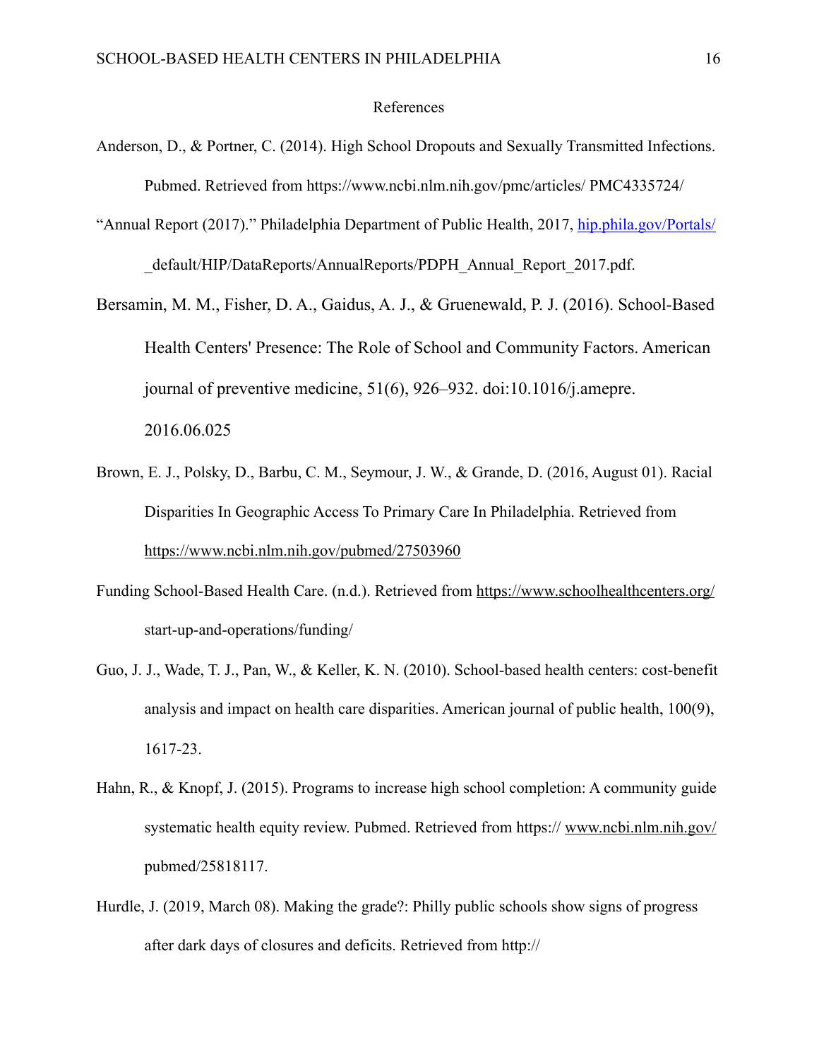# References

Anderson, D., & Portner, C. (2014). High School Dropouts and Sexually Transmitted Infections. Pubmed. Retrieved from https://www.ncbi.nlm.nih.gov/pmc/articles/ PMC4335724/

"Annual Report (2017)." Philadelphia Department of Public Health, 2017, hip.phila.gov/Portals/ _default/HIP/DataReports/AnnualReports/PDPH_Annual_Report_2017.pdf.

Bersamin, M. M., Fisher, D. A., Gaidus, A. J., & Gruenewald, P. J. (2016). School-Based Health Centers' Presence: The Role of School and Community Factors. American journal of preventive medicine, 51(6), 926–932. doi:10.1016/j.amepre. 2016.06.025

Brown, E. J., Polsky, D., Barbu, C. M., Seymour, J. W., & Grande, D. (2016, August 01). Racial Disparities In Geographic Access To Primary Care In Philadelphia. Retrieved from https://www.ncbi.nlm.nih.gov/pubmed/27503960

Funding School-Based Health Care. (n.d.). Retrieved from https://www.schoolhealthcenters.org/ start-up-and-operations/funding/

Guo, J. J., Wade, T. J., Pan, W., & Keller, K. N. (2010). School-based health centers: cost-benefit analysis and impact on health care disparities. American journal of public health, 100(9), 1617-23.

Hahn, R., & Knopf, J. (2015). Programs to increase high school completion: A community guide systematic health equity review. Pubmed. Retrieved from https:// www.ncbi.nlm.nih.gov/ pubmed/25818117.

Hurdle, J. (2019, March 08). Making the grade?: Philly public schools show signs of progress after dark days of closures and deficits. Retrieved from http://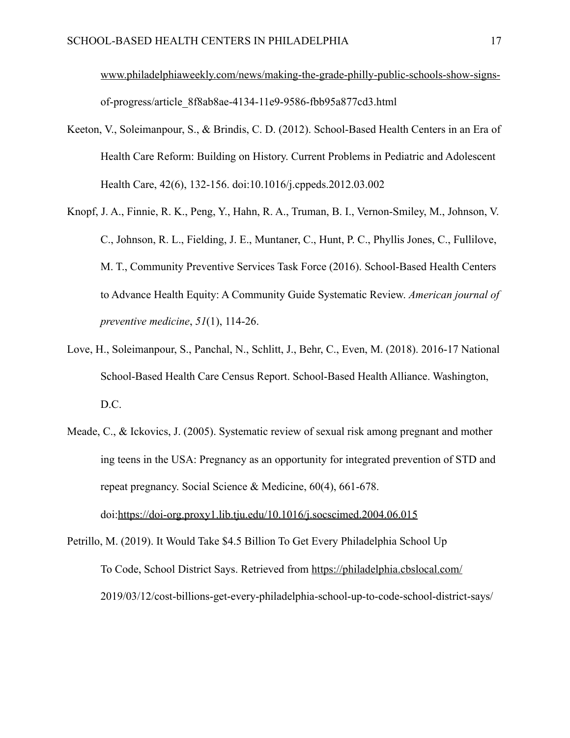www.philadelphiaweekly.com/news/making-the-grade-philly-public-schools-show-signs-of-progress/article_8f8ab8ae-4134-11e9-9586-fbb95a877cd3.html

Keeton, V., Soleimanpour, S., & Brindis, C. D. (2012). School-Based Health Centers in an Era of Health Care Reform: Building on History. Current Problems in Pediatric and Adolescent Health Care, 42(6), 132-156. doi:10.1016/j.cppeds.2012.03.002

Knopf, J. A., Finnie, R. K., Peng, Y., Hahn, R. A., Truman, B. I., Vernon-Smiley, M., Johnson, V. C., Johnson, R. L., Fielding, J. E., Muntaner, C., Hunt, P. C., Phyllis Jones, C., Fullilove, M. T., Community Preventive Services Task Force (2016). School-Based Health Centers to Advance Health Equity: A Community Guide Systematic Review. *American journal of preventive medicine*, *51*(1), 114-26.

Love, H., Soleimanpour, S., Panchal, N., Schlitt, J., Behr, C., Even, M. (2018). 2016-17 National School-Based Health Care Census Report. School-Based Health Alliance. Washington, D.C.

Meade, C., & Ickovics, J. (2005). Systematic review of sexual risk among pregnant and mother ing teens in the USA: Pregnancy as an opportunity for integrated prevention of STD and repeat pregnancy. Social Science & Medicine, 60(4), 661-678. doi:https://doi-org.proxy1.lib.tju.edu/10.1016/j.socscimed.2004.06.015

Petrillo, M. (2019). It Would Take $4.5 Billion To Get Every Philadelphia School Up To Code, School District Says. Retrieved from https://philadelphia.cbslocal.com/2019/03/12/cost-billions-get-every-philadelphia-school-up-to-code-school-district-says/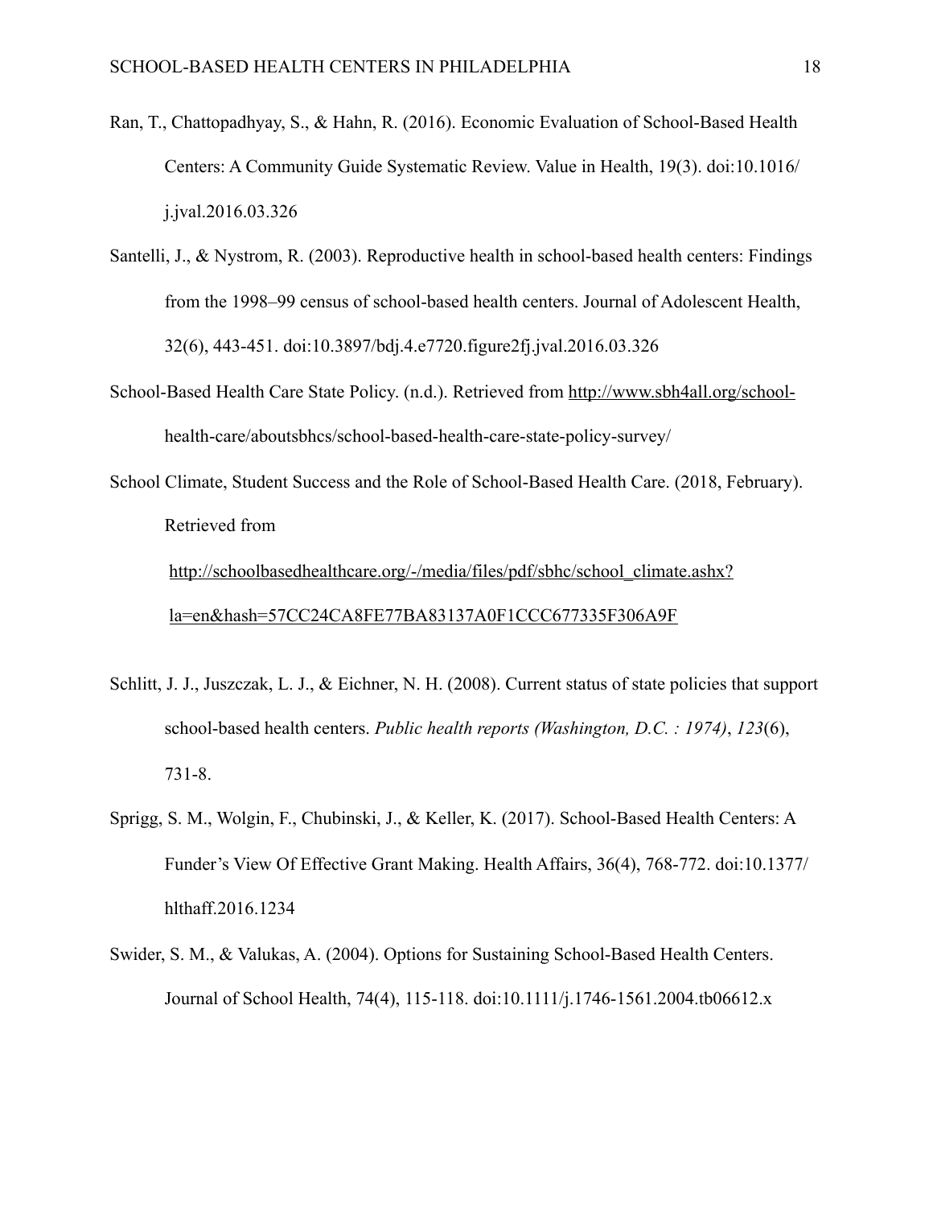Ran, T., Chattopadhyay, S., & Hahn, R. (2016). Economic Evaluation of School-Based Health Centers: A Community Guide Systematic Review. Value in Health, 19(3). doi:10.1016/j.jval.2016.03.326

Santelli, J., & Nystrom, R. (2003). Reproductive health in school-based health centers: Findings from the 1998–99 census of school-based health centers. Journal of Adolescent Health, 32(6), 443-451. doi:10.3897/bdj.4.e7720.figure2fj.jval.2016.03.326

School-Based Health Care State Policy. (n.d.). Retrieved from http://www.sbh4all.org/school-health-care/aboutsbhcs/school-based-health-care-state-policy-survey/

School Climate, Student Success and the Role of School-Based Health Care. (2018, February). Retrieved from http://schoolbasedhealthcare.org/-/media/files/pdf/sbhc/school_climate.ashx?la=en&hash=57CC24CA8FE77BA83137A0F1CCC677335F306A9F

Schlitt, J. J., Juszczak, L. J., & Eichner, N. H. (2008). Current status of state policies that support school-based health centers. *Public health reports (Washington, D.C. : 1974)*, *123*(6), 731-8.

Sprigg, S. M., Wolgin, F., Chubinski, J., & Keller, K. (2017). School-Based Health Centers: A Funder's View Of Effective Grant Making. Health Affairs, 36(4), 768-772. doi:10.1377/hlthaff.2016.1234

Swider, S. M., & Valukas, A. (2004). Options for Sustaining School-Based Health Centers. Journal of School Health, 74(4), 115-118. doi:10.1111/j.1746-1561.2004.tb06612.x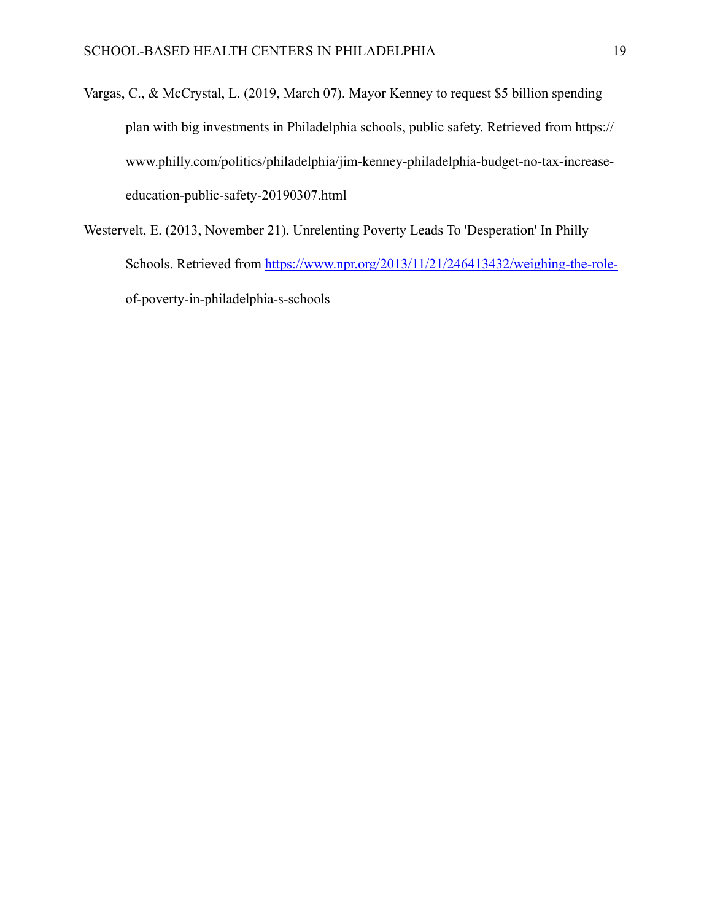Vargas, C., & McCrystal, L. (2019, March 07). Mayor Kenney to request $5 billion spending plan with big investments in Philadelphia schools, public safety. Retrieved from https://www.philly.com/politics/philadelphia/jim-kenney-philadelphia-budget-no-tax-increase-education-public-safety-20190307.html

Westervelt, E. (2013, November 21). Unrelenting Poverty Leads To 'Desperation' In Philly Schools. Retrieved from https://www.npr.org/2013/11/21/246413432/weighing-the-role-of-poverty-in-philadelphia-s-schools